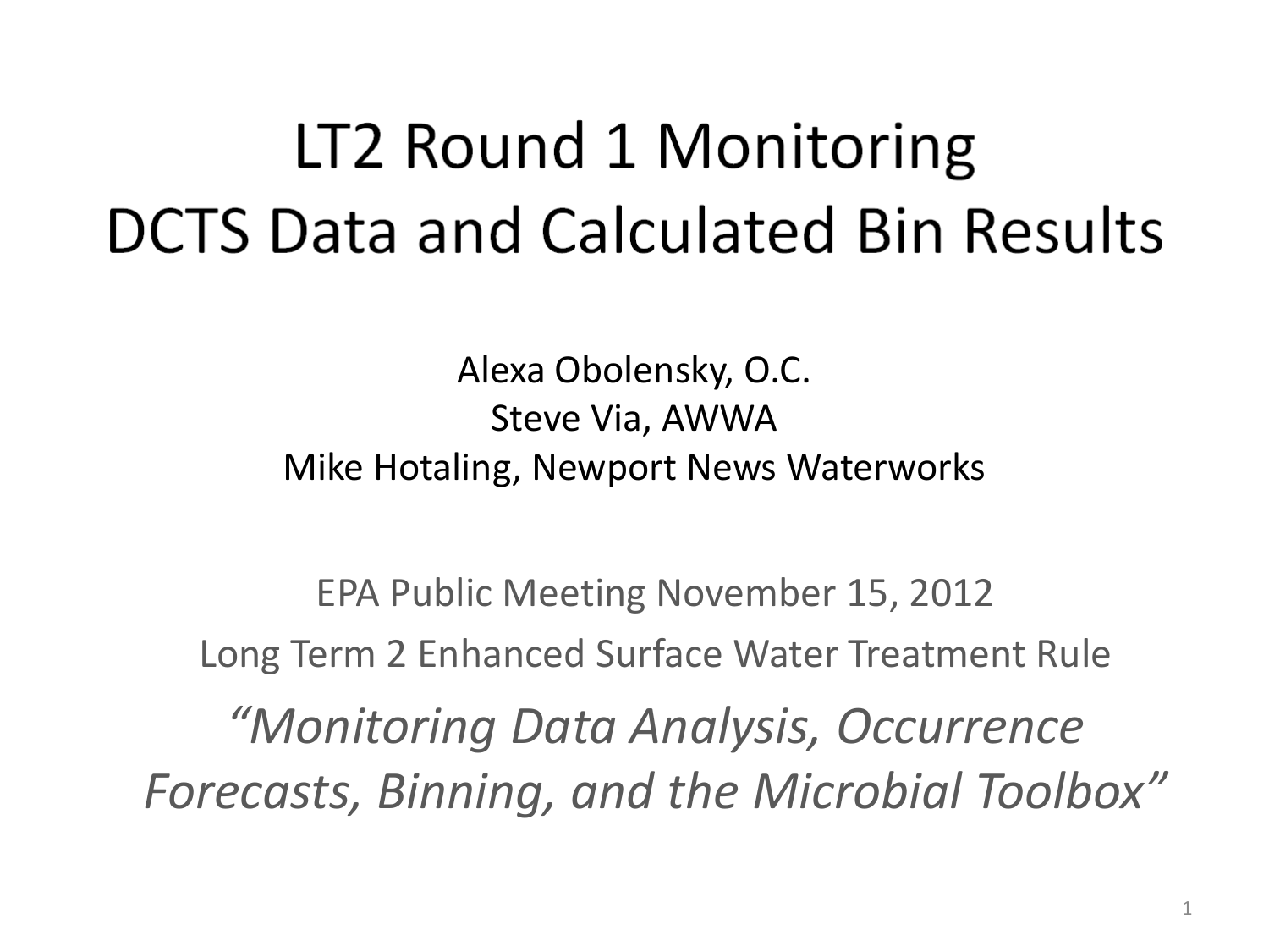# LT2 Round 1 Monitoring DCTS Data and Calculated Bin Results

Alexa Obolensky, O.C.
Steve Via, AWWA
Mike Hotaling, Newport News Waterworks

EPA Public Meeting November 15, 2012

Long Term 2 Enhanced Surface Water Treatment Rule

*"Monitoring Data Analysis, Occurrence Forecasts, Binning, and the Microbial Toolbox"*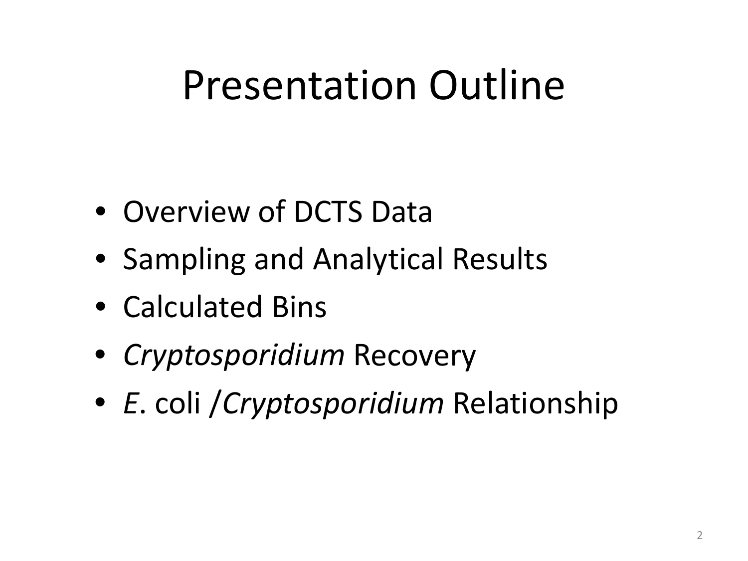# Presentation Outline

- Overview of DCTS Data
- Sampling and Analytical Results
- Calculated Bins
- *Cryptosporidium* Recovery
- *E*. coli /*Cryptosporidium* Relationship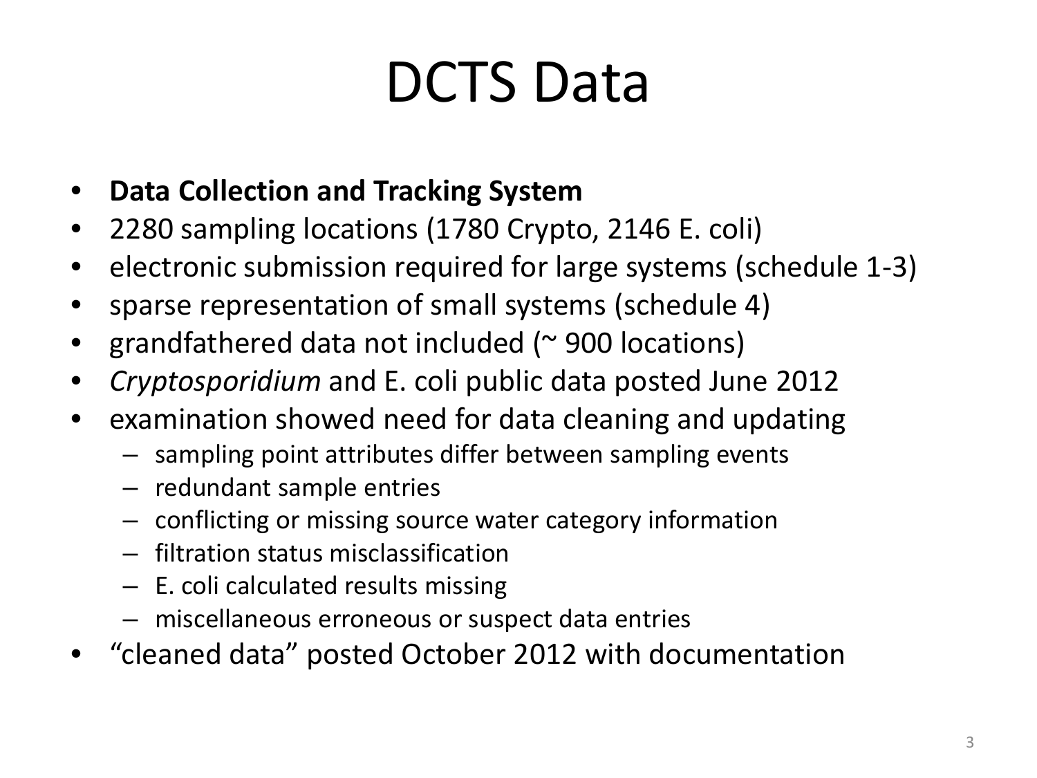# DCTS Data

- **Data Collection and Tracking System**
- 2280 sampling locations (1780 Crypto, 2146 E. coli)
- electronic submission required for large systems (schedule 1-3)
- sparse representation of small systems (schedule 4)
- grandfathered data not included (~ 900 locations)
- *Cryptosporidium* and E. coli public data posted June 2012
- examination showed need for data cleaning and updating
  - sampling point attributes differ between sampling events
  - redundant sample entries
  - conflicting or missing source water category information
  - filtration status misclassification
  - E. coli calculated results missing
  - miscellaneous erroneous or suspect data entries
- "cleaned data" posted October 2012 with documentation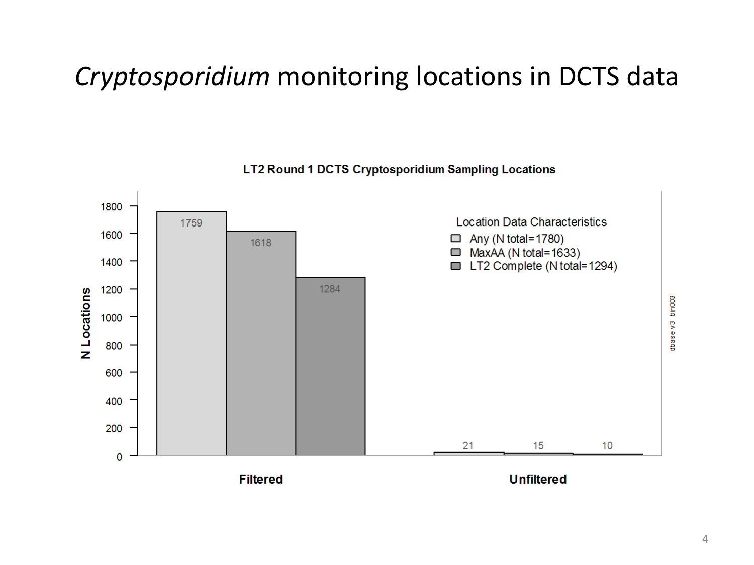# *Cryptosporidium* monitoring locations in DCTS data

**LT2 Round 1 DCTS Cryptosporidium Sampling Locations**

| Location Data Characteristics | Filtered | Unfiltered |
| --- | --- | --- |
| Any (N total=1780) | 1759 | 21 |
| MaxAA (N total=1633) | 1618 | 15 |
| LT2 Complete (N total=1294) | 1284 | 10 |

N Locations

dbase v3 bin003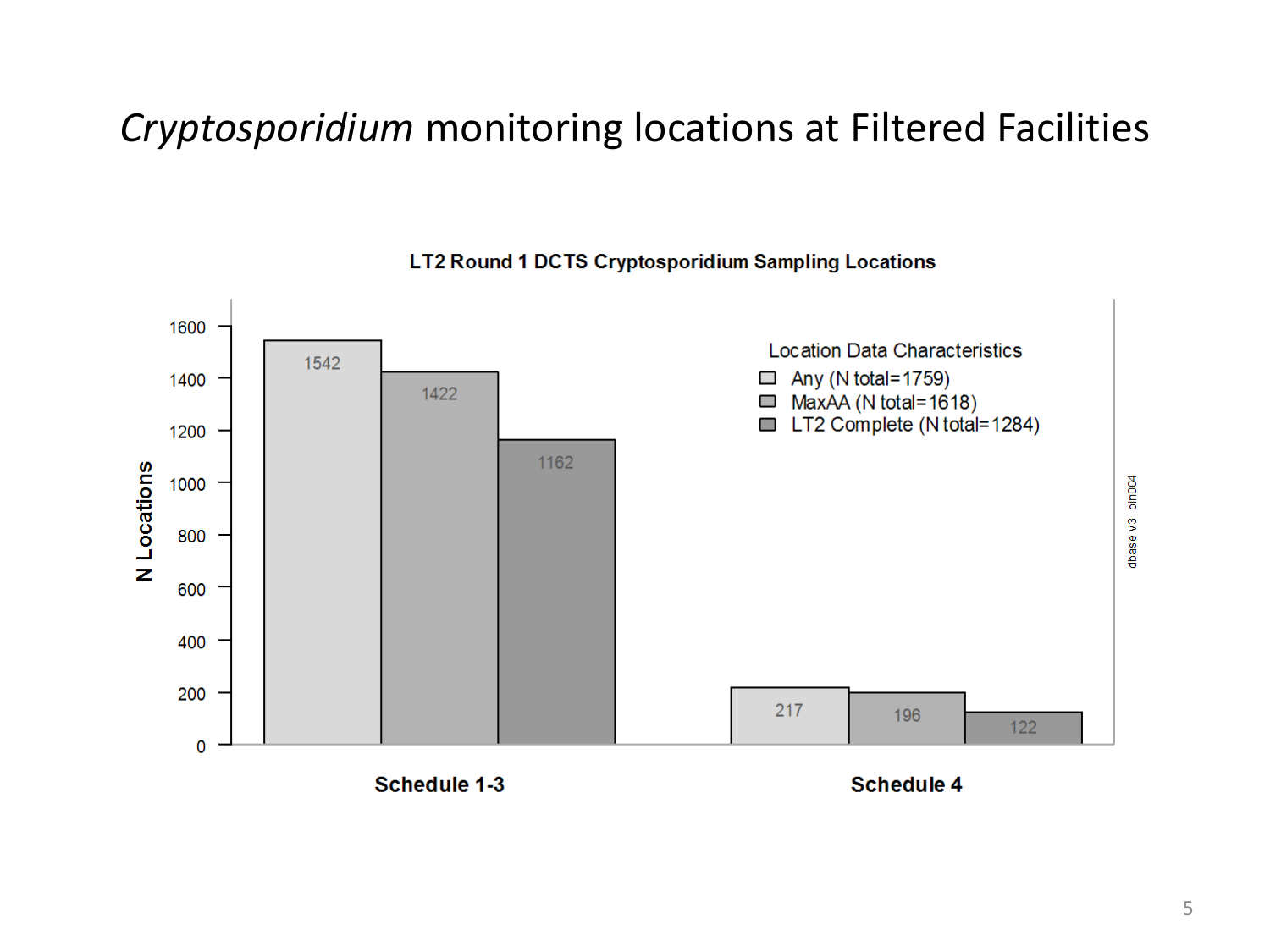# *Cryptosporidium* monitoring locations at Filtered Facilities

**LT2 Round 1 DCTS Cryptosporidium Sampling Locations**

| | Any (N total=1759) | MaxAA (N total=1618) | LT2 Complete (N total=1284) |
|---|---|---|---|
| Schedule 1-3 | 1542 | 1422 | 1162 |
| Schedule 4 | 217 | 196 | 122 |

Y-axis: N Locations. Legend: Location Data Characteristics.

dbase v3 bin004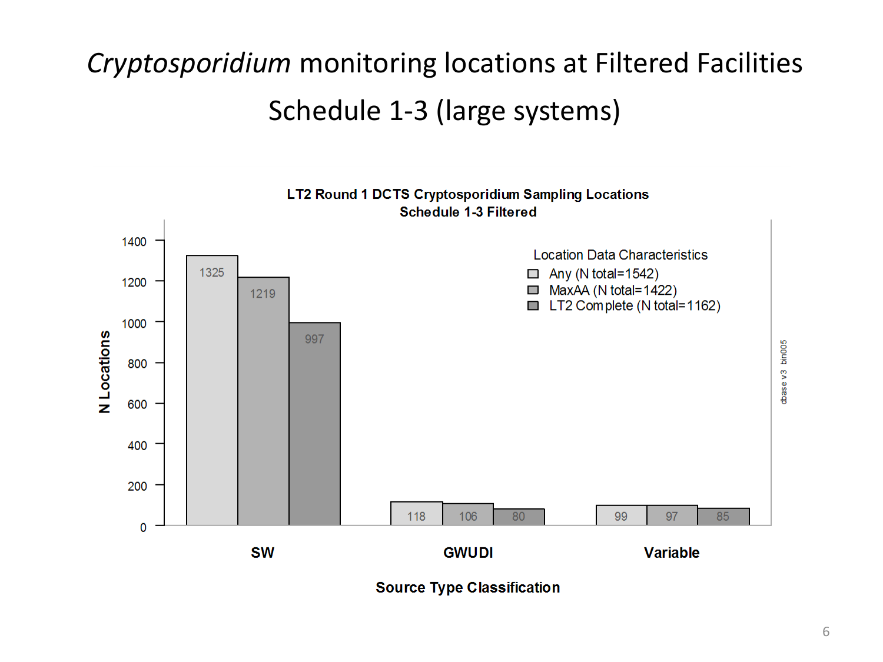# *Cryptosporidium* monitoring locations at Filtered Facilities Schedule 1-3 (large systems)

**LT2 Round 1 DCTS Cryptosporidium Sampling Locations**
**Schedule 1-3 Filtered**

Location Data Characteristics

| Source Type Classification | Any (N total=1542) | MaxAA (N total=1422) | LT2 Complete (N total=1162) |
|---|---|---|---|
| SW | 1325 | 1219 | 997 |
| GWUDI | 118 | 106 | 80 |
| Variable | 99 | 97 | 85 |

Y-axis: N Locations

X-axis: Source Type Classification

dbase v3 bin005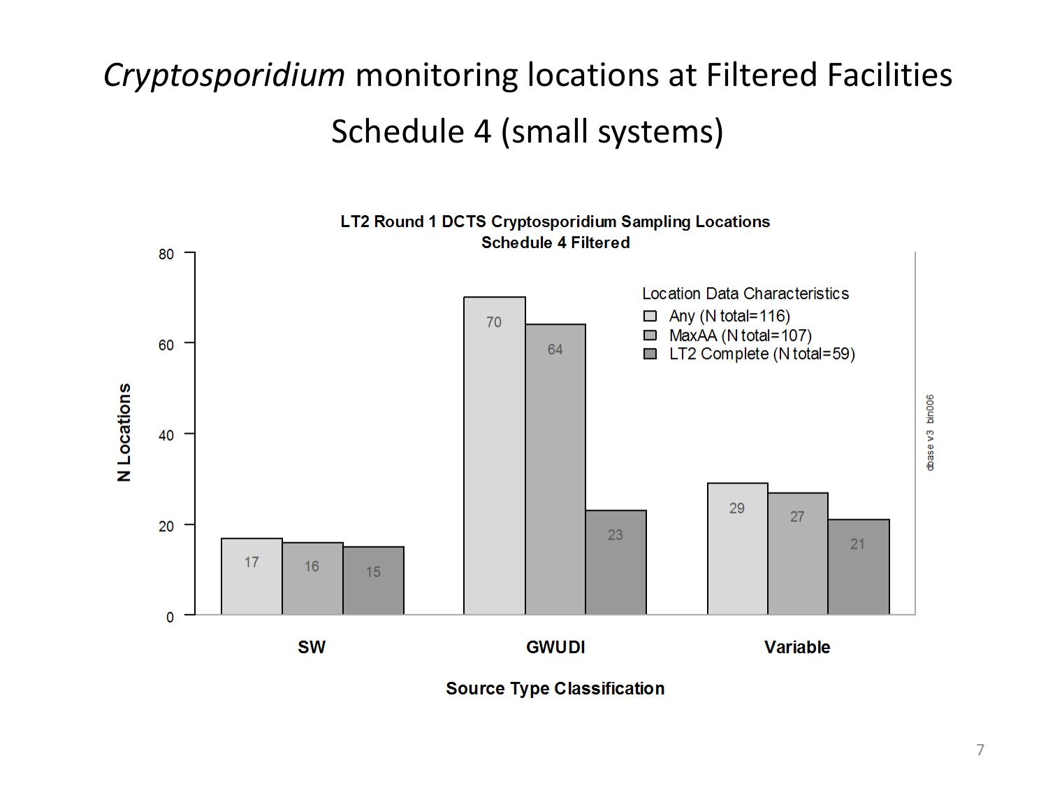# *Cryptosporidium* monitoring locations at Filtered Facilities

## Schedule 4 (small systems)

**LT2 Round 1 DCTS Cryptosporidium Sampling Locations**
**Schedule 4 Filtered**

| Source Type Classification | Any (N total=116) | MaxAA (N total=107) | LT2 Complete (N total=59) |
|---|---|---|---|
| SW | 17 | 16 | 15 |
| GWUDI | 70 | 64 | 23 |
| Variable | 29 | 27 | 21 |

Y-axis: N Locations; X-axis: Source Type Classification; Legend: Location Data Characteristics

dbase v3 bin006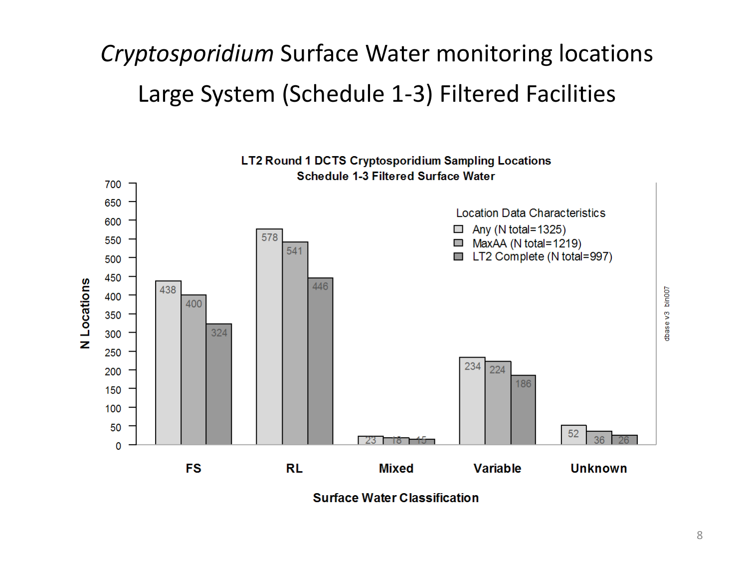# *Cryptosporidium* Surface Water monitoring locations

## Large System (Schedule 1-3) Filtered Facilities

**LT2 Round 1 DCTS Cryptosporidium Sampling Locations**
**Schedule 1-3 Filtered Surface Water**

| Surface Water Classification | Any (N total=1325) | MaxAA (N total=1219) | LT2 Complete (N total=997) |
| --- | --- | --- | --- |
| FS | 438 | 400 | 324 |
| RL | 578 | 541 | 446 |
| Mixed | 23 | 18 | 15 |
| Variable | 234 | 224 | 186 |
| Unknown | 52 | 36 | 26 |

Y-axis: N Locations; X-axis: Surface Water Classification; Legend: Location Data Characteristics

dbase v3 bin007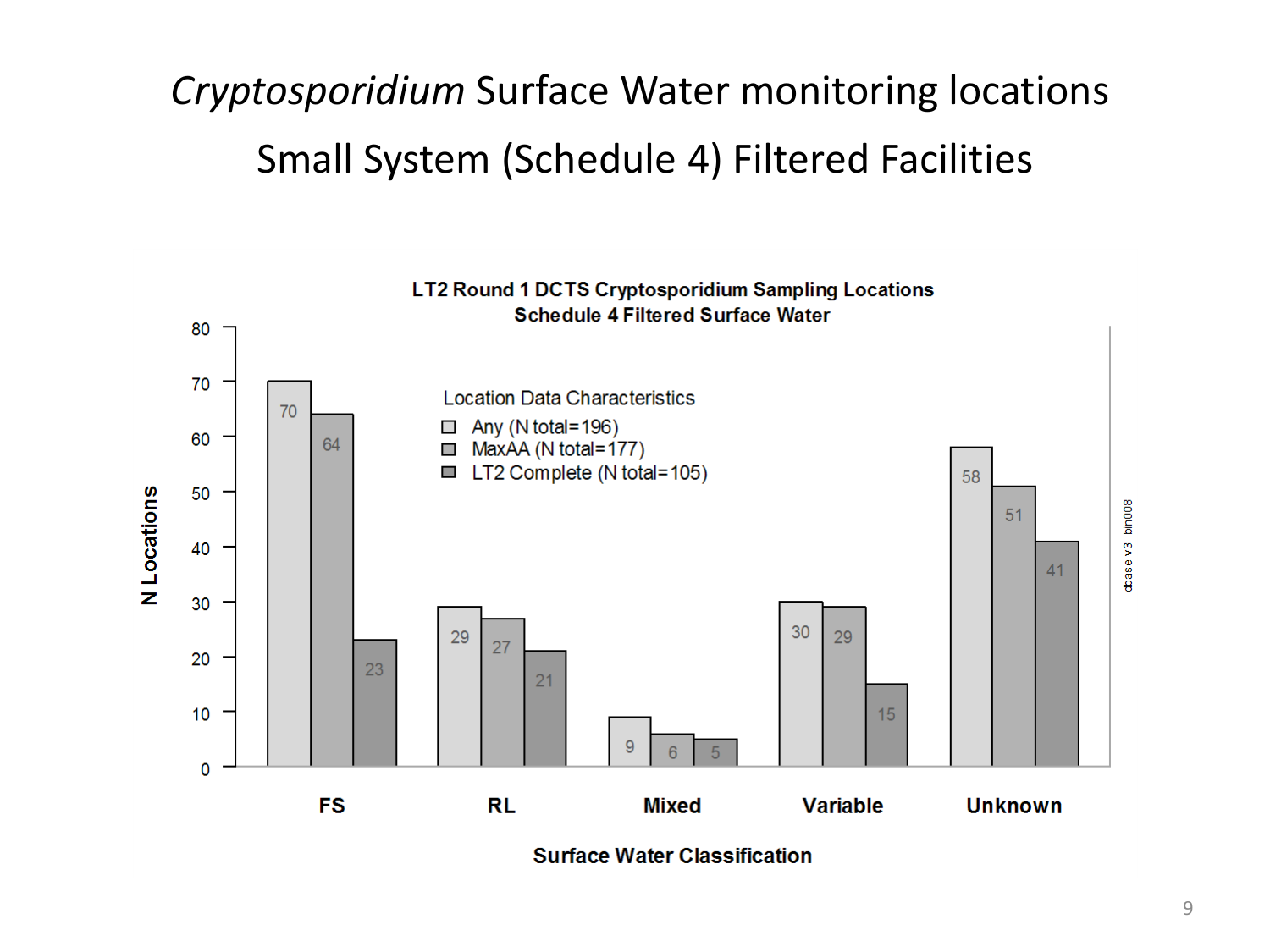# *Cryptosporidium* Surface Water monitoring locations

## Small System (Schedule 4) Filtered Facilities

**LT2 Round 1 DCTS Cryptosporidium Sampling Locations**
**Schedule 4 Filtered Surface Water**

Location Data Characteristics

| Surface Water Classification | Any (N total=196) | MaxAA (N total=177) | LT2 Complete (N total=105) |
|---|---|---|---|
| FS | 70 | 64 | 23 |
| RL | 29 | 27 | 21 |
| Mixed | 9 | 6 | 5 |
| Variable | 30 | 29 | 15 |
| Unknown | 58 | 51 | 41 |

Y-axis: N Locations
X-axis: Surface Water Classification

dbase v3 bin008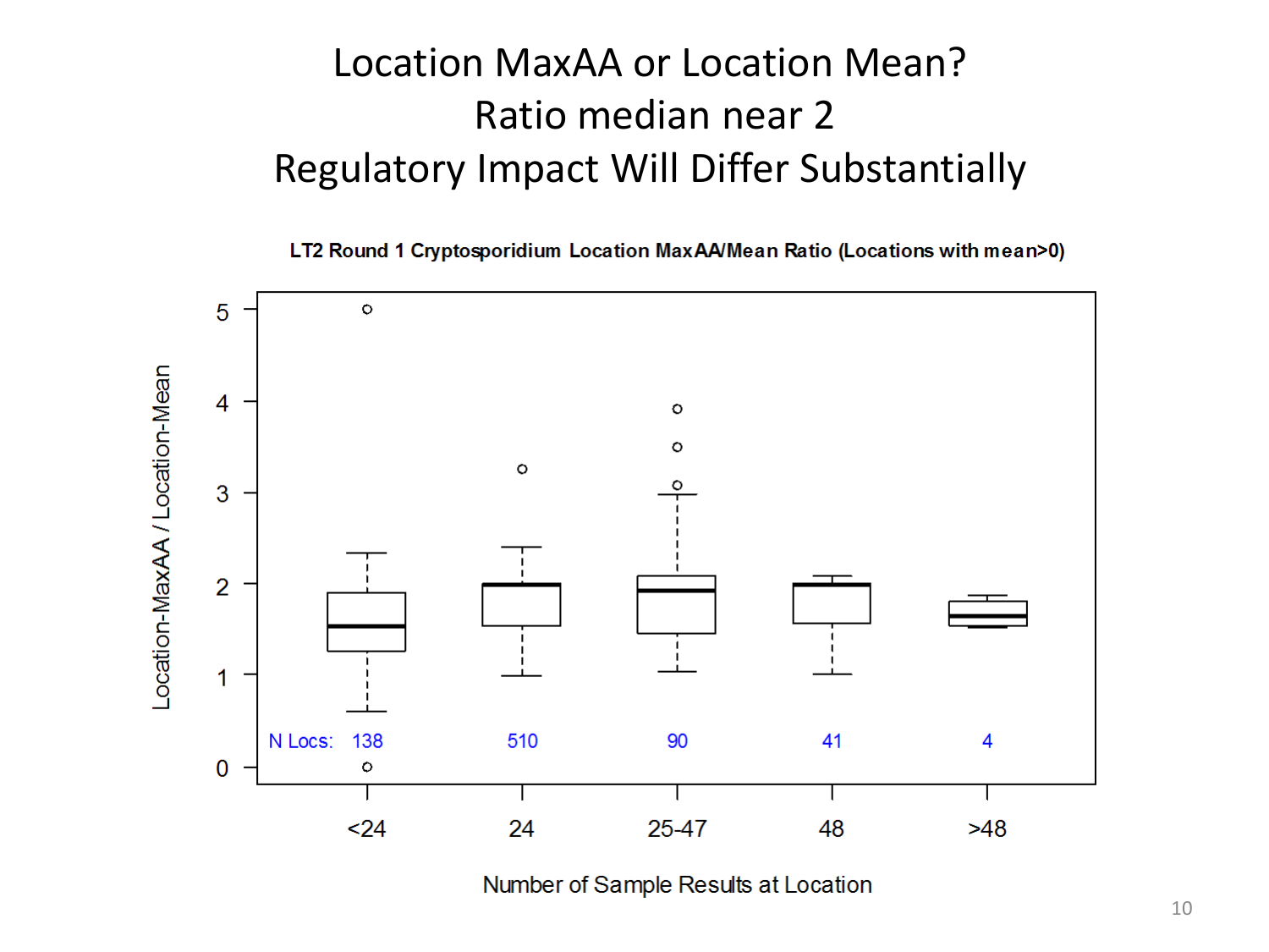# Location MaxAA or Location Mean?
# Ratio median near 2
# Regulatory Impact Will Differ Substantially

**LT2 Round 1 Cryptosporidium Location MaxAA/Mean Ratio (Locations with mean>0)**

Location-MaxAA / Location-Mean

N Locs: 138, 510, 90, 41, 4

<24, 24, 25-47, 48, >48

Number of Sample Results at Location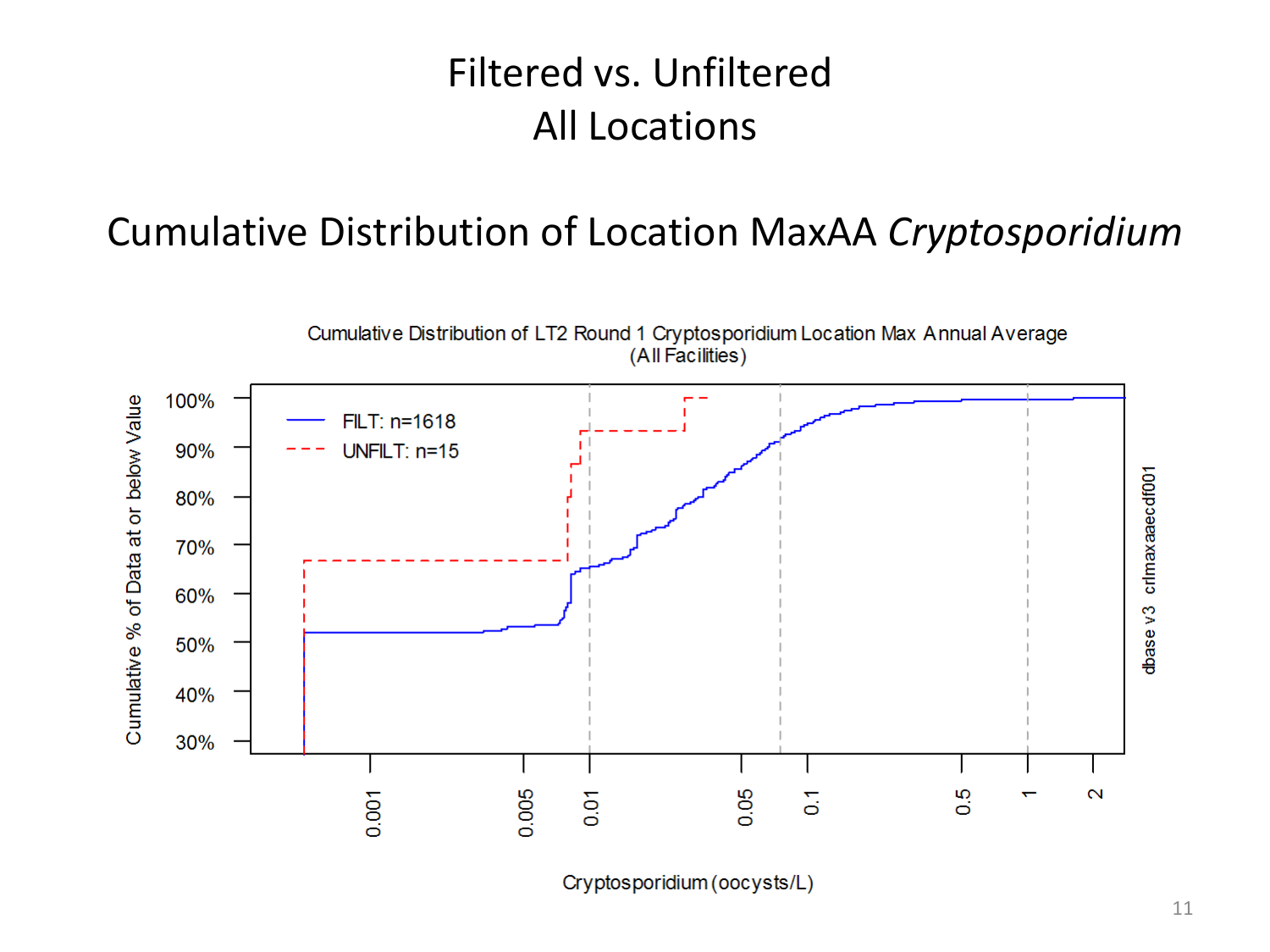# Filtered vs. Unfiltered
# All Locations

## Cumulative Distribution of Location MaxAA *Cryptosporidium*

Cumulative Distribution of LT2 Round 1 Cryptosporidium Location Max Annual Average
(All Facilities)

FILT: n=1618
UNFILT: n=15

Cumulative % of Data at or below Value

Cryptosporidium (oocysts/L)

dbase v3 crlmaxaaecdf001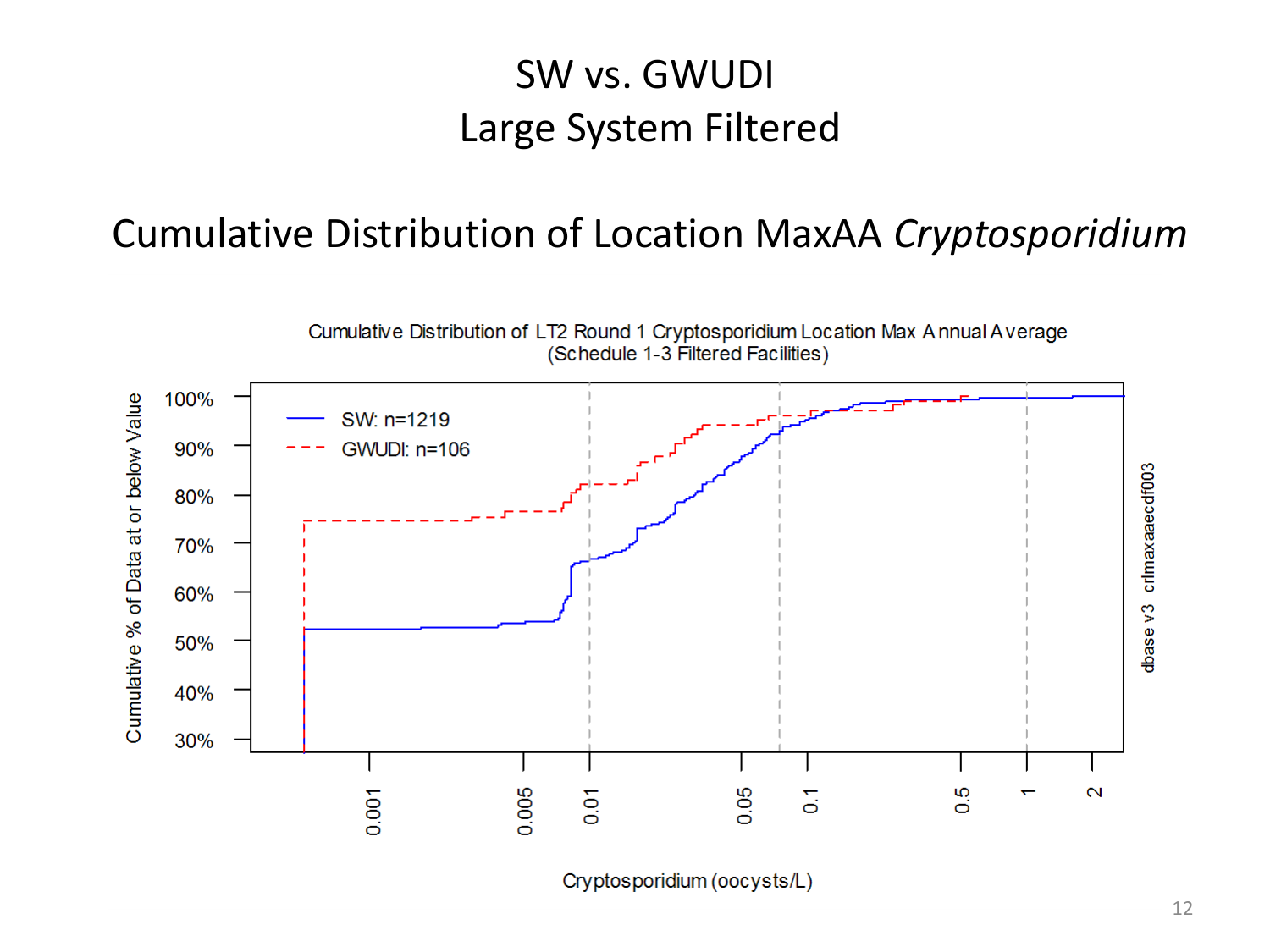# SW vs. GWUDI
## Large System Filtered

## Cumulative Distribution of Location MaxAA *Cryptosporidium*

Cumulative Distribution of LT2 Round 1 Cryptosporidium Location Max Annual Average
(Schedule 1-3 Filtered Facilities)

SW: n=1219

GWUDI: n=106

Cumulative % of Data at or below Value

Cryptosporidium (oocysts/L)

dbase v3 crlmaxaaecdf003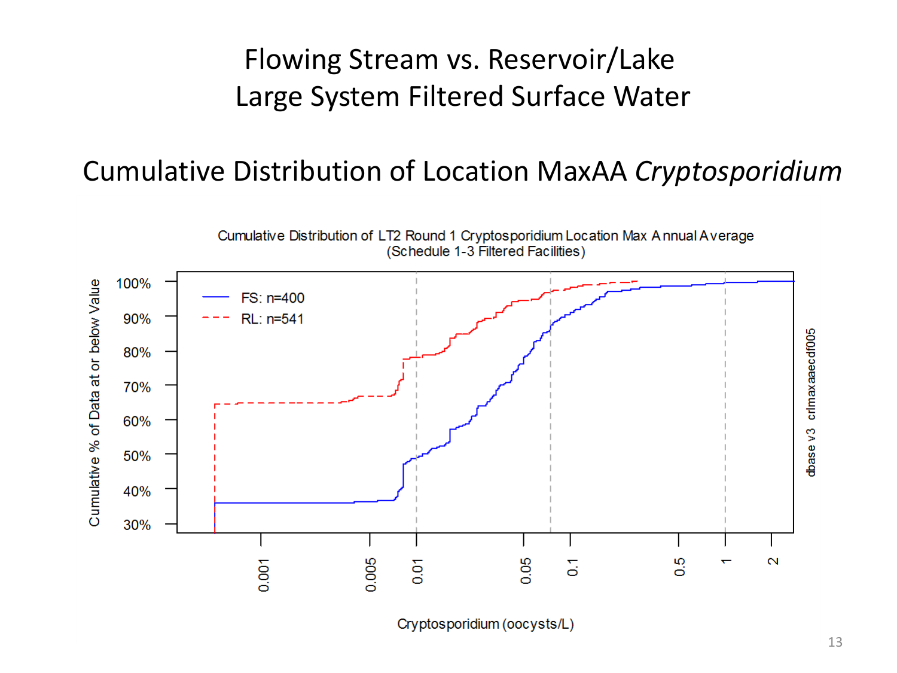# Flowing Stream vs. Reservoir/Lake
# Large System Filtered Surface Water

## Cumulative Distribution of Location MaxAA *Cryptosporidium*

Cumulative Distribution of LT2 Round 1 Cryptosporidium Location Max Annual Average
(Schedule 1-3 Filtered Facilities)

FS: n=400
RL: n=541

Cumulative % of Data at or below Value

Cryptosporidium (oocysts/L)

dbase v3 crlmaxaaecdf005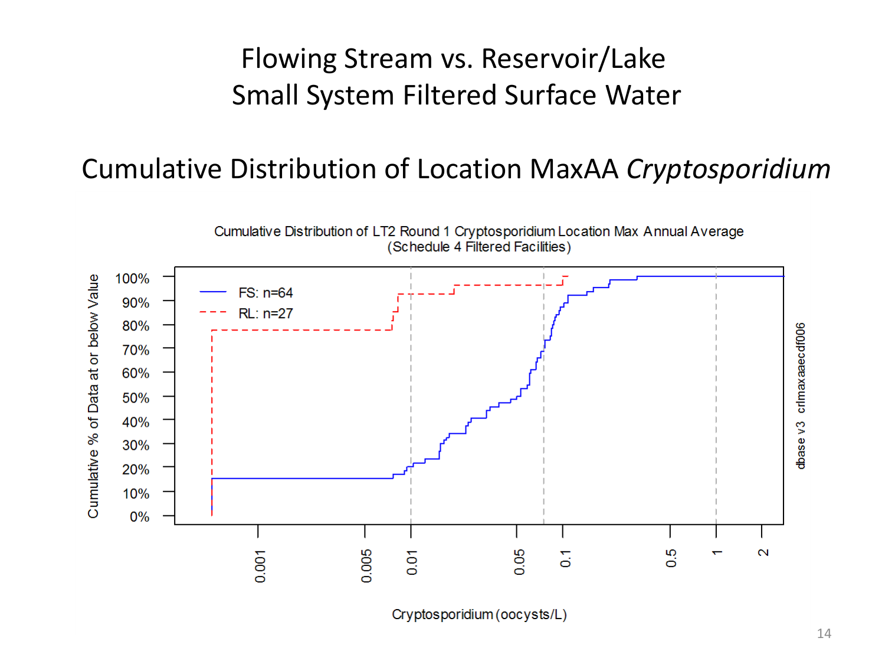# Flowing Stream vs. Reservoir/Lake Small System Filtered Surface Water

## Cumulative Distribution of Location MaxAA *Cryptosporidium*

Cumulative Distribution of LT2 Round 1 Cryptosporidium Location Max Annual Average
(Schedule 4 Filtered Facilities)

FS: n=64
RL: n=27

Cumulative % of Data at or below Value

Cryptosporidium (oocysts/L)

dbase v3 crlmaxaaecdf006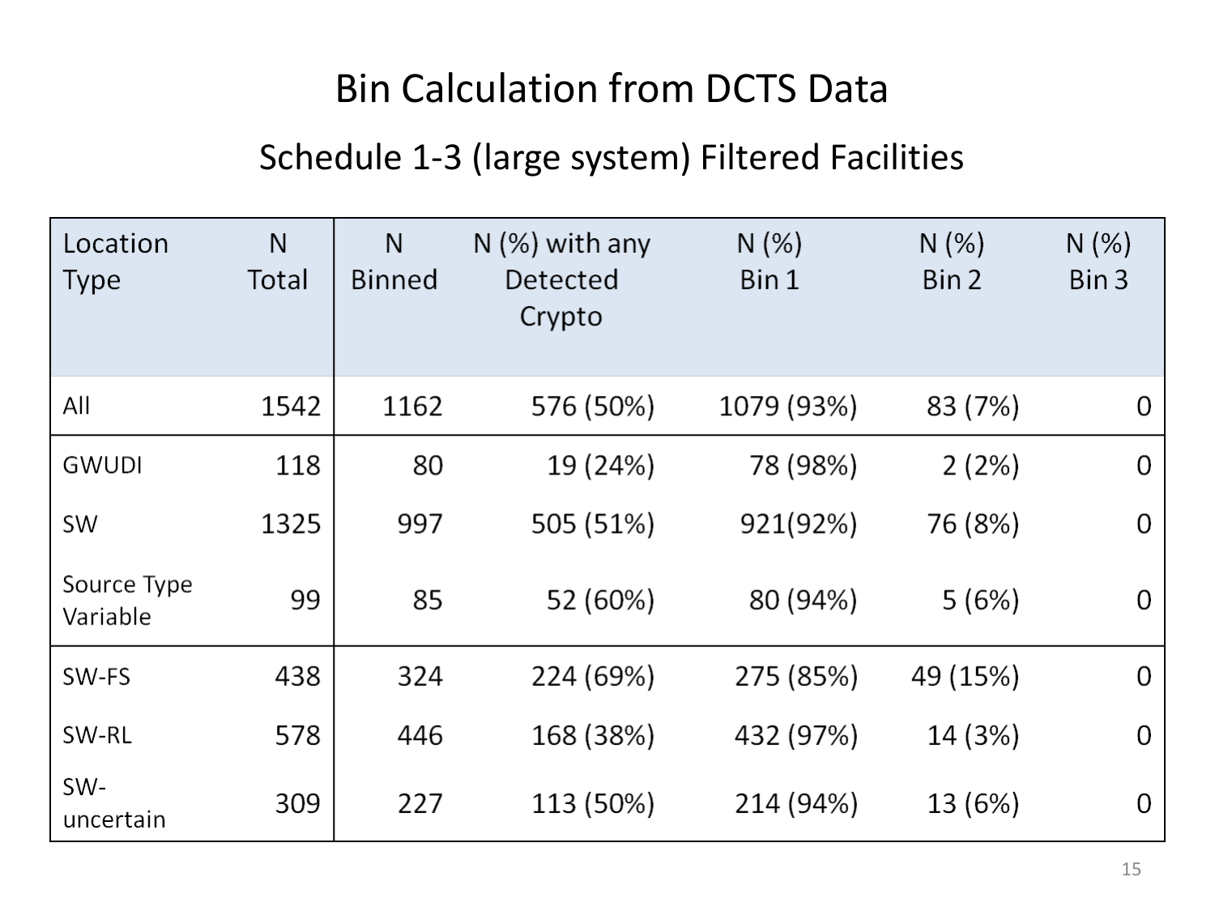# Bin Calculation from DCTS Data

## Schedule 1-3 (large system) Filtered Facilities

| Location Type | N Total | N Binned | N (%) with any Detected Crypto | N (%) Bin 1 | N (%) Bin 2 | N (%) Bin 3 |
|---|---|---|---|---|---|---|
| All | 1542 | 1162 | 576 (50%) | 1079 (93%) | 83 (7%) | 0 |
| GWUDI | 118 | 80 | 19 (24%) | 78 (98%) | 2 (2%) | 0 |
| SW | 1325 | 997 | 505 (51%) | 921(92%) | 76 (8%) | 0 |
| Source Type Variable | 99 | 85 | 52 (60%) | 80 (94%) | 5 (6%) | 0 |
| SW-FS | 438 | 324 | 224 (69%) | 275 (85%) | 49 (15%) | 0 |
| SW-RL | 578 | 446 | 168 (38%) | 432 (97%) | 14 (3%) | 0 |
| SW-uncertain | 309 | 227 | 113 (50%) | 214 (94%) | 13 (6%) | 0 |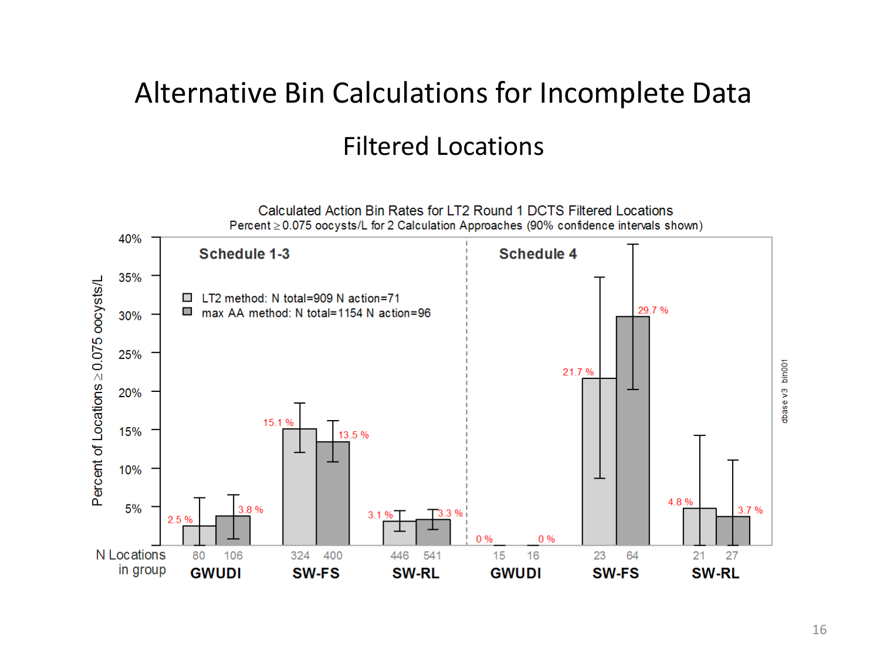# Alternative Bin Calculations for Incomplete Data

## Filtered Locations

Calculated Action Bin Rates for LT2 Round 1 DCTS Filtered Locations

Percent ≥ 0.075 oocysts/L for 2 Calculation Approaches (90% confidence intervals shown)

- LT2 method: N total=909 N action=71
- max AA method: N total=1154 N action=96

| Schedule | Group | LT2 method N Locations | LT2 method % | max AA method N Locations | max AA method % |
|---|---|---|---|---|---|
| Schedule 1-3 | GWUDI | 80 | 2.5 % | 106 | 3.8 % |
| Schedule 1-3 | SW-FS | 324 | 15.1 % | 400 | 13.5 % |
| Schedule 1-3 | SW-RL | 446 | 3.1 % | 541 | 3.3 % |
| Schedule 4 | GWUDI | 15 | 0 % | 16 | 0 % |
| Schedule 4 | SW-FS | 23 | 21.7 % | 64 | 29.7 % |
| Schedule 4 | SW-RL | 21 | 4.8 % | 27 | 3.7 % |

dbase v3 bin001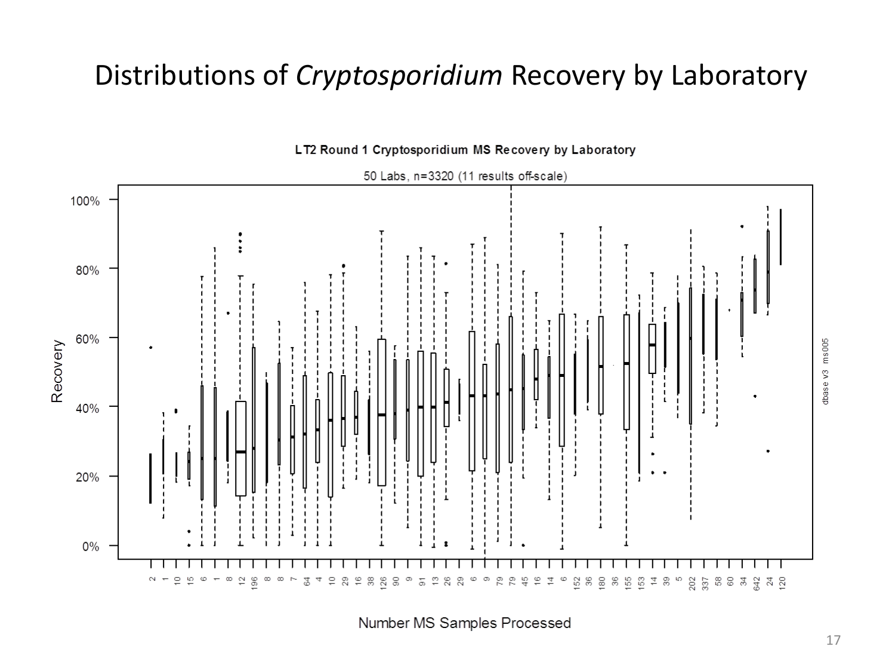# Distributions of *Cryptosporidium* Recovery by Laboratory

LT2 Round 1 Cryptosporidium MS Recovery by Laboratory

50 Labs, n=3320 (11 results off-scale)

Recovery

100%

80%

60%

40%

20%

0%

2 1 10 15 6 1 8 12 196 8 8 7 64 4 10 29 16 38 126 90 9 91 13 26 29 6 9 79 79 45 16 14 6 152 36 180 36 155 153 14 39 5 202 337 58 60 34 642 24 120

Number MS Samples Processed

dbase v3 ms005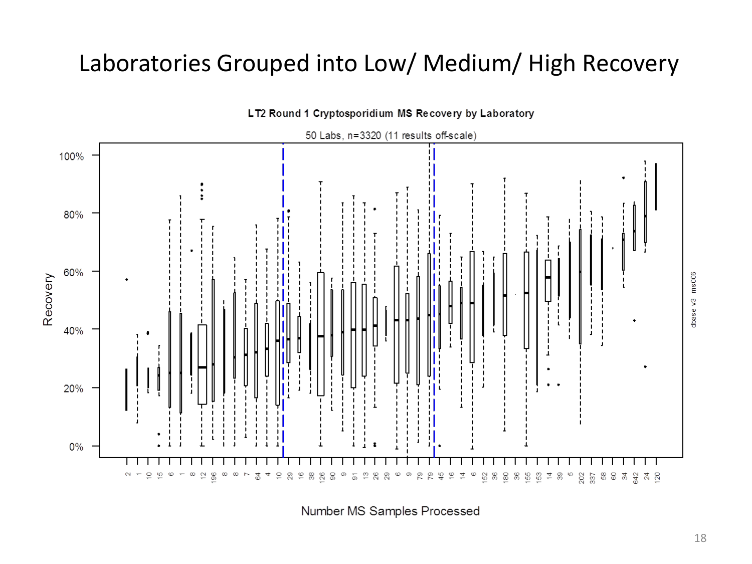# Laboratories Grouped into Low/ Medium/ High Recovery

**LT2 Round 1 Cryptosporidium MS Recovery by Laboratory**

50 Labs, n=3320 (11 results off-scale)

Recovery

100%
80%
60%
40%
20%
0%

2 1 10 15 6 1 8 12 196 8 8 7 64 4 10 29 16 38 126 90 9 91 13 26 29 6 9 79 79 45 16 14 6 152 36 180 36 155 153 14 39 5 202 337 58 60 34 642 24 120

Number MS Samples Processed

dbase v3 ms006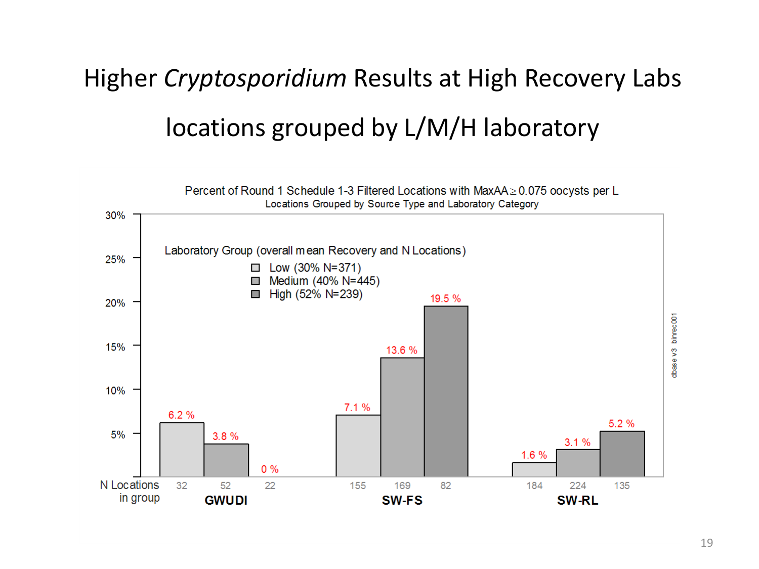# Higher *Cryptosporidium* Results at High Recovery Labs

## locations grouped by L/M/H laboratory

Percent of Round 1 Schedule 1-3 Filtered Locations with MaxAA ≥ 0.075 oocysts per L

Locations Grouped by Source Type and Laboratory Category

Laboratory Group (overall mean Recovery and N Locations)

- Low (30% N=371)
- Medium (40% N=445)
- High (52% N=239)

| Source Type | Laboratory Group | Percent of Locations | N Locations in group |
|---|---|---|---|
| GWUDI | Low | 6.2 % | 32 |
| GWUDI | Medium | 3.8 % | 52 |
| GWUDI | High | 0 % | 22 |
| SW-FS | Low | 7.1 % | 155 |
| SW-FS | Medium | 13.6 % | 169 |
| SW-FS | High | 19.5 % | 82 |
| SW-RL | Low | 1.6 % | 184 |
| SW-RL | Medium | 3.1 % | 224 |
| SW-RL | High | 5.2 % | 135 |

dbase v3 binrec001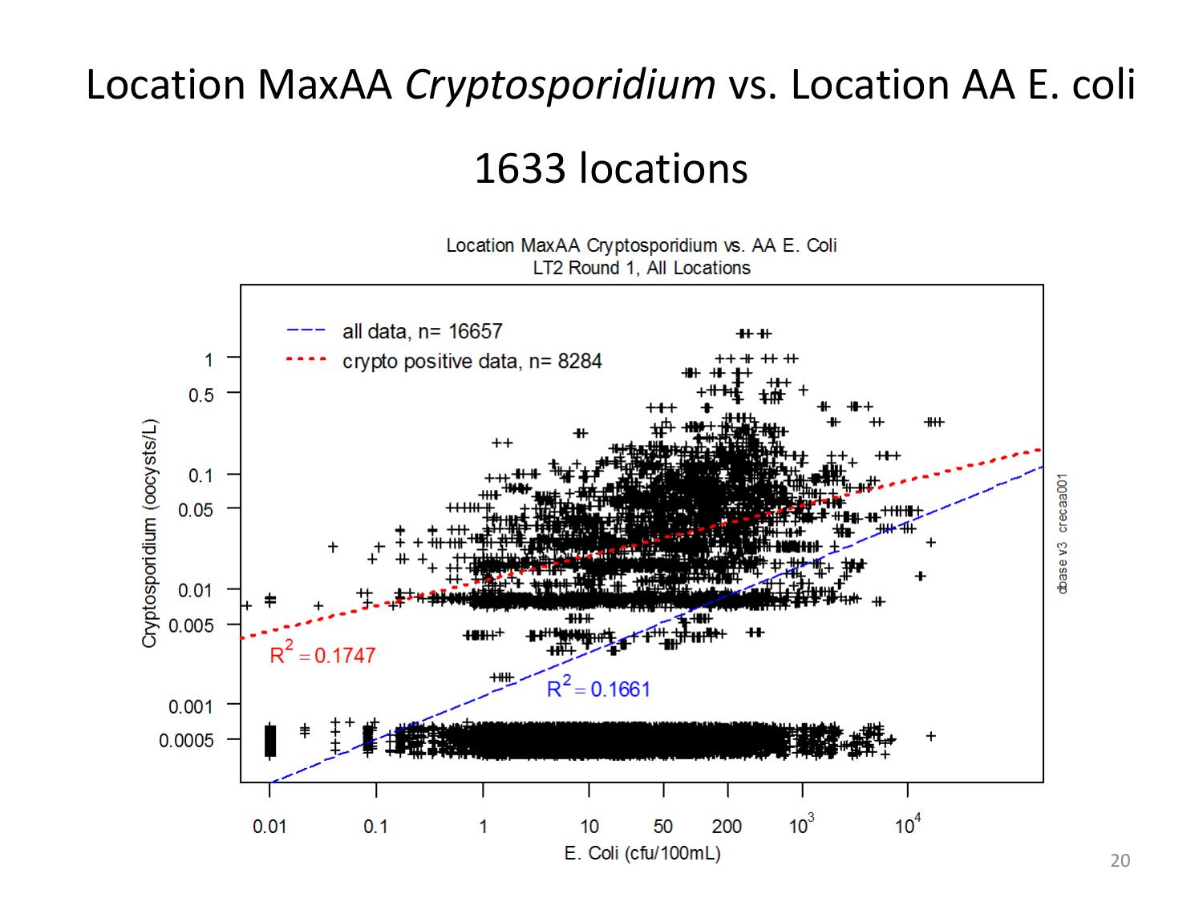# Location MaxAA *Cryptosporidium* vs. Location AA E. coli

## 1633 locations

Location MaxAA Cryptosporidium vs. AA E. Coli
LT2 Round 1, All Locations

- all data, n= 16657
- crypto positive data, n= 8284

$R^2 = 0.1747$

$R^2 = 0.1661$

Cryptosporidium (oocysts/L)

E. Coli (cfu/100mL)

dbase v3 crecaa001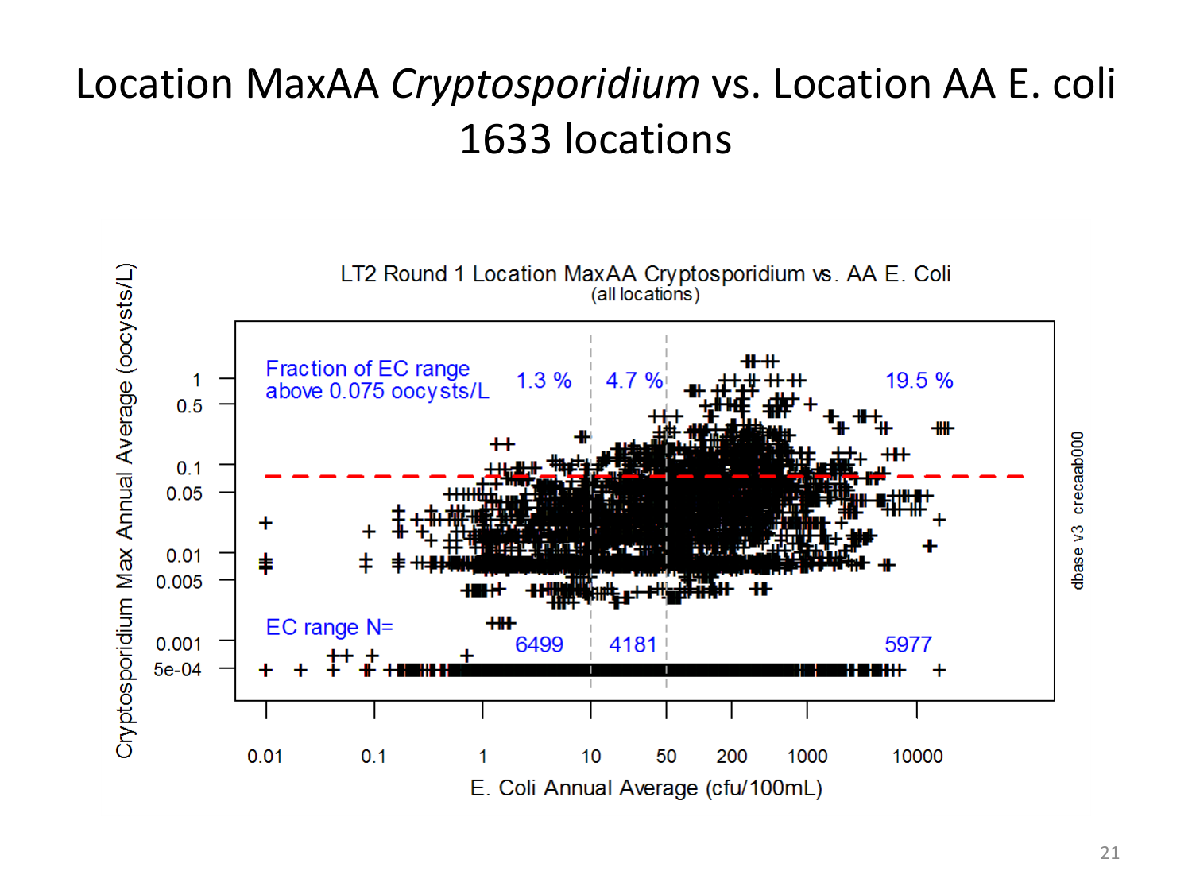# Location MaxAA *Cryptosporidium* vs. Location AA E. coli 1633 locations

LT2 Round 1 Location MaxAA Cryptosporidium vs. AA E. Coli
(all locations)

Fraction of EC range above 0.075 oocysts/L: 1.3 % | 4.7 % | 19.5 %

EC range N= 6499 | 4181 | 5977

Y-axis: Cryptosporidium Max Annual Average (oocysts/L) — 1, 0.5, 0.1, 0.05, 0.01, 0.005, 0.001, 5e-04

X-axis: E. Coli Annual Average (cfu/100mL) — 0.01, 0.1, 1, 10, 50, 200, 1000, 10000

dbase v3 crecaab000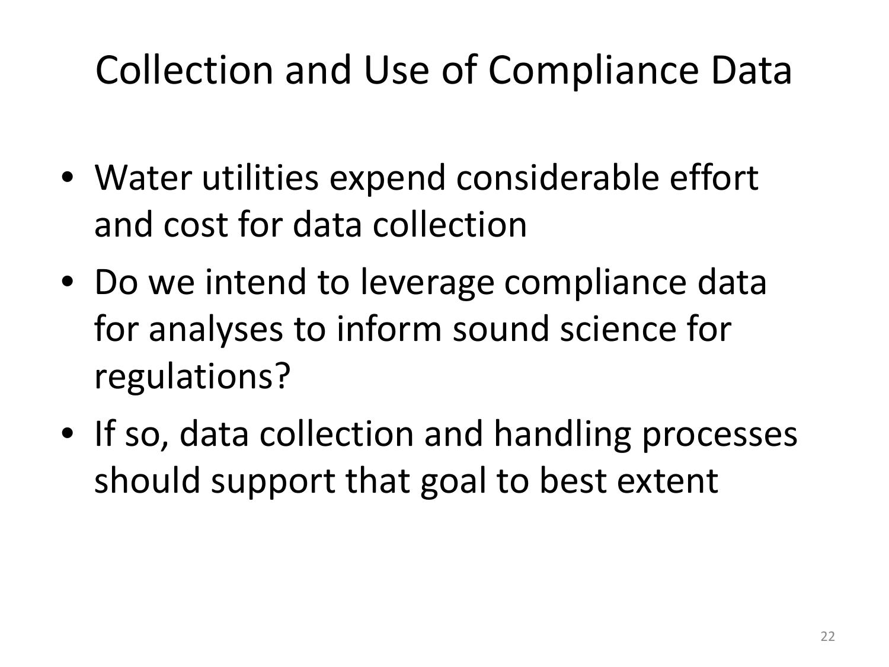# Collection and Use of Compliance Data

- Water utilities expend considerable effort and cost for data collection
- Do we intend to leverage compliance data for analyses to inform sound science for regulations?
- If so, data collection and handling processes should support that goal to best extent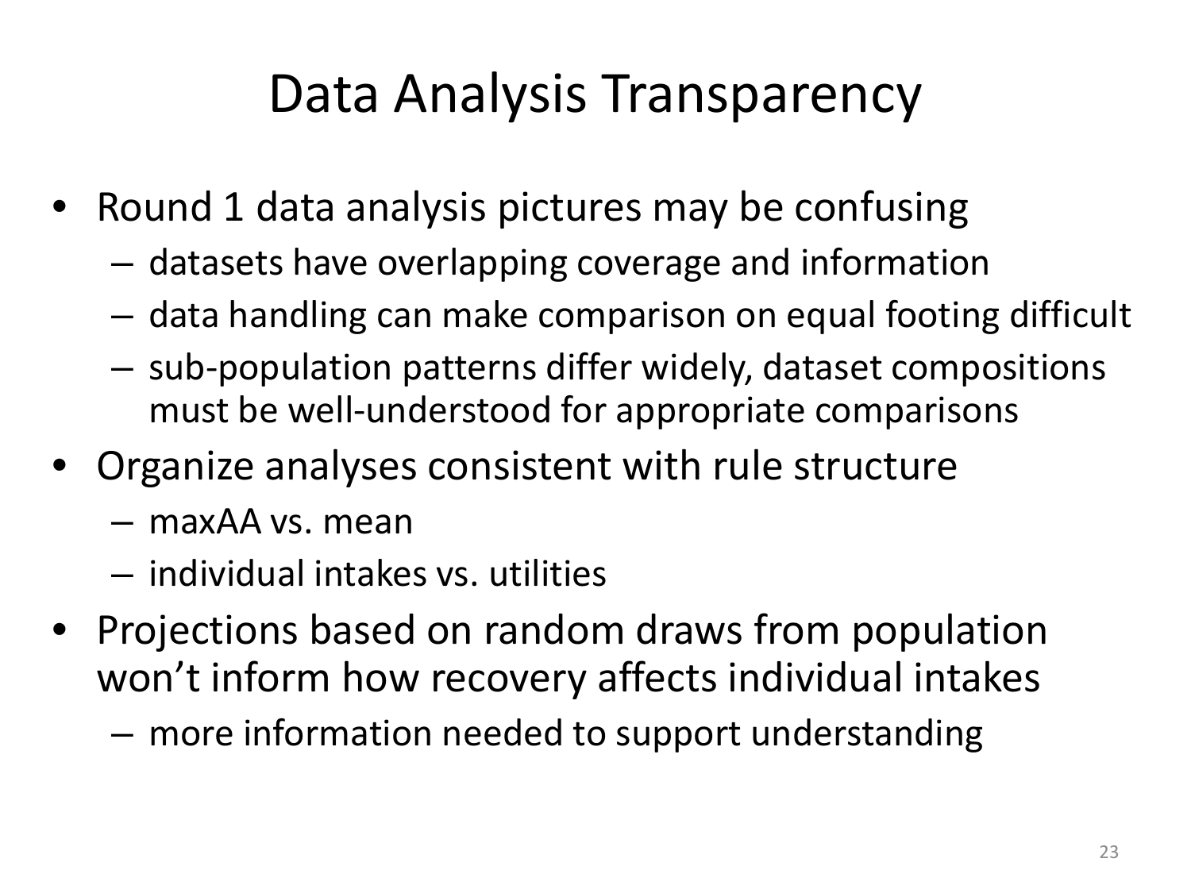# Data Analysis Transparency

- Round 1 data analysis pictures may be confusing
  - datasets have overlapping coverage and information
  - data handling can make comparison on equal footing difficult
  - sub-population patterns differ widely, dataset compositions must be well-understood for appropriate comparisons
- Organize analyses consistent with rule structure
  - maxAA vs. mean
  - individual intakes vs. utilities
- Projections based on random draws from population won't inform how recovery affects individual intakes
  - more information needed to support understanding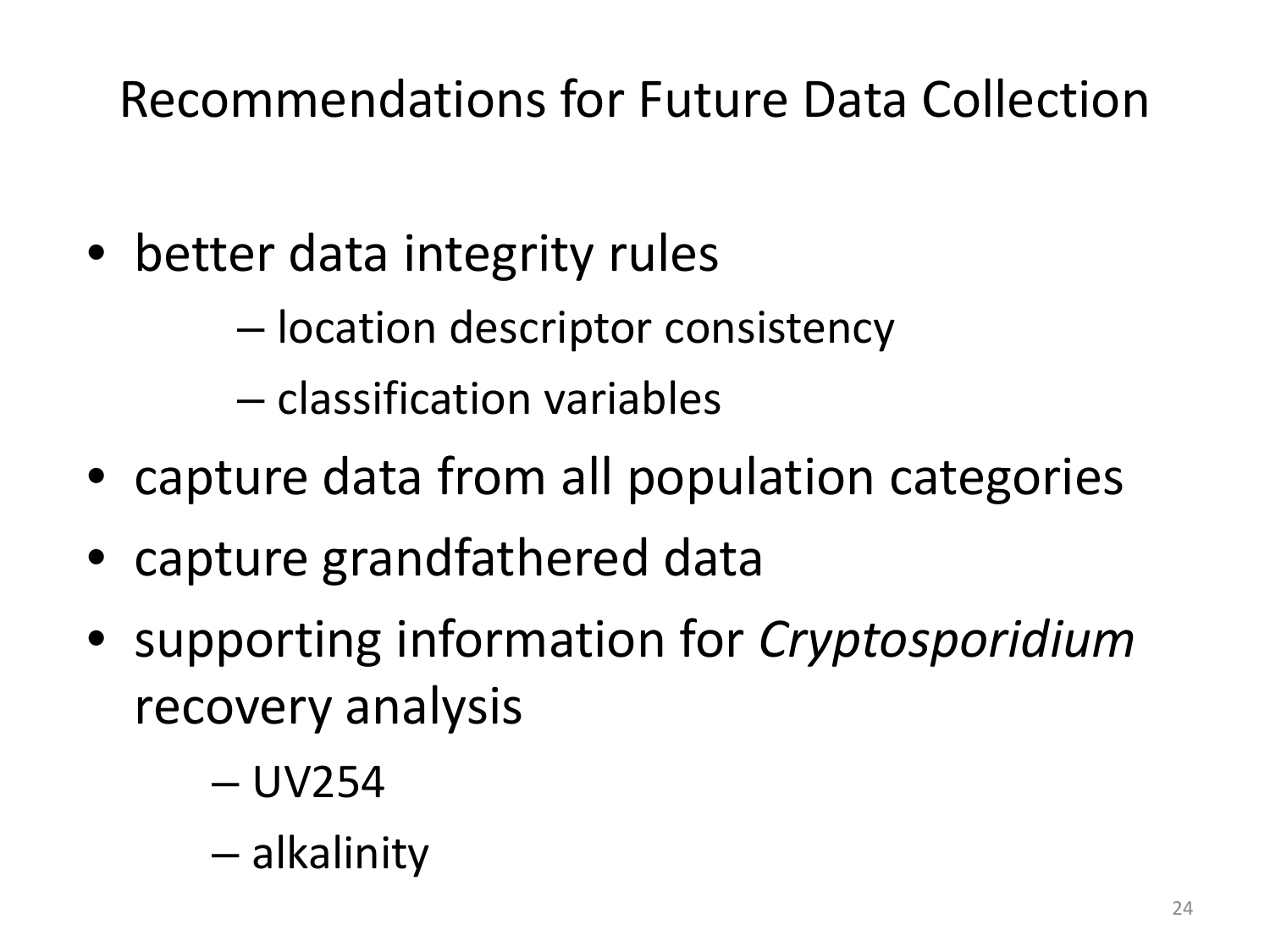# Recommendations for Future Data Collection

- better data integrity rules
  - location descriptor consistency
  - classification variables
- capture data from all population categories
- capture grandfathered data
- supporting information for *Cryptosporidium* recovery analysis
  - UV254
  - alkalinity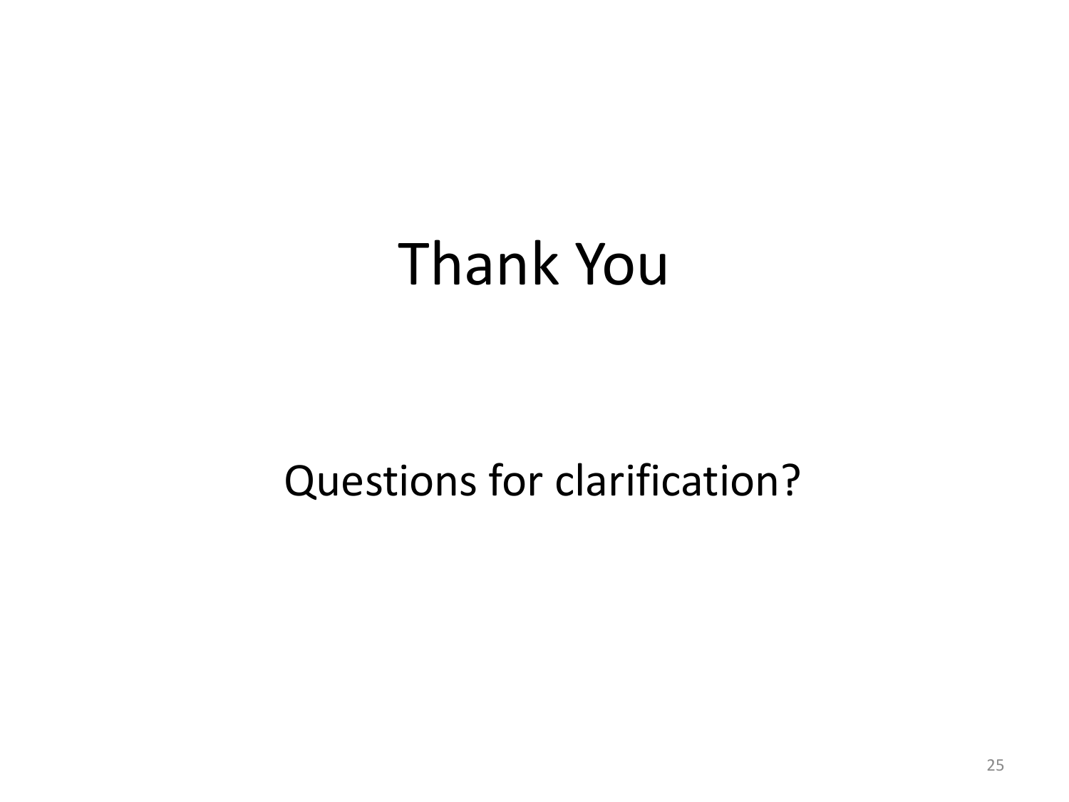# Thank You

Questions for clarification?